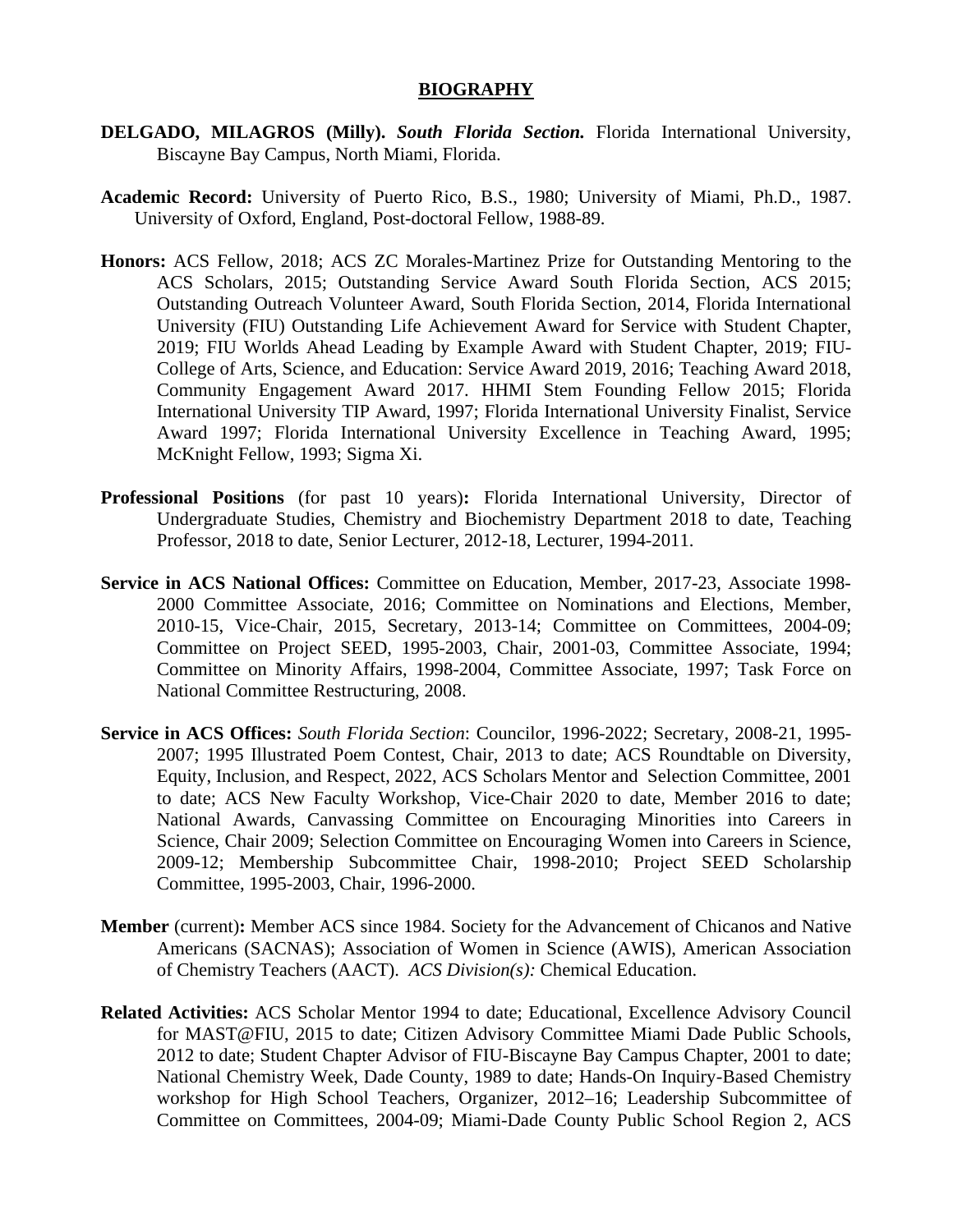# BIOGRAPHY

**DELGADO, MILAGROS (Milly).** ***South Florida Section.*** Florida International University, Biscayne Bay Campus, North Miami, Florida.

**Academic Record:** University of Puerto Rico, B.S., 1980; University of Miami, Ph.D., 1987. University of Oxford, England, Post-doctoral Fellow, 1988-89.

**Honors:** ACS Fellow, 2018; ACS ZC Morales-Martinez Prize for Outstanding Mentoring to the ACS Scholars, 2015; Outstanding Service Award South Florida Section, ACS 2015; Outstanding Outreach Volunteer Award, South Florida Section, 2014, Florida International University (FIU) Outstanding Life Achievement Award for Service with Student Chapter, 2019; FIU Worlds Ahead Leading by Example Award with Student Chapter, 2019; FIU-College of Arts, Science, and Education: Service Award 2019, 2016; Teaching Award 2018, Community Engagement Award 2017. HHMI Stem Founding Fellow 2015; Florida International University TIP Award, 1997; Florida International University Finalist, Service Award 1997; Florida International University Excellence in Teaching Award, 1995; McKnight Fellow, 1993; Sigma Xi.

**Professional Positions** (for past 10 years)**:** Florida International University, Director of Undergraduate Studies, Chemistry and Biochemistry Department 2018 to date, Teaching Professor, 2018 to date, Senior Lecturer, 2012-18, Lecturer, 1994-2011.

**Service in ACS National Offices:** Committee on Education, Member, 2017-23, Associate 1998-2000 Committee Associate, 2016; Committee on Nominations and Elections, Member, 2010-15, Vice-Chair, 2015, Secretary, 2013-14; Committee on Committees, 2004-09; Committee on Project SEED, 1995-2003, Chair, 2001-03, Committee Associate, 1994; Committee on Minority Affairs, 1998-2004, Committee Associate, 1997; Task Force on National Committee Restructuring, 2008.

**Service in ACS Offices:** *South Florida Section*: Councilor, 1996-2022; Secretary, 2008-21, 1995-2007; 1995 Illustrated Poem Contest, Chair, 2013 to date; ACS Roundtable on Diversity, Equity, Inclusion, and Respect, 2022, ACS Scholars Mentor and Selection Committee, 2001 to date; ACS New Faculty Workshop, Vice-Chair 2020 to date, Member 2016 to date; National Awards, Canvassing Committee on Encouraging Minorities into Careers in Science, Chair 2009; Selection Committee on Encouraging Women into Careers in Science, 2009-12; Membership Subcommittee Chair, 1998-2010; Project SEED Scholarship Committee, 1995-2003, Chair, 1996-2000.

**Member** (current)**:** Member ACS since 1984. Society for the Advancement of Chicanos and Native Americans (SACNAS); Association of Women in Science (AWIS), American Association of Chemistry Teachers (AACT). *ACS Division(s):* Chemical Education.

**Related Activities:** ACS Scholar Mentor 1994 to date; Educational, Excellence Advisory Council for MAST@FIU, 2015 to date; Citizen Advisory Committee Miami Dade Public Schools, 2012 to date; Student Chapter Advisor of FIU-Biscayne Bay Campus Chapter, 2001 to date; National Chemistry Week, Dade County, 1989 to date; Hands-On Inquiry-Based Chemistry workshop for High School Teachers, Organizer, 2012–16; Leadership Subcommittee of Committee on Committees, 2004-09; Miami-Dade County Public School Region 2, ACS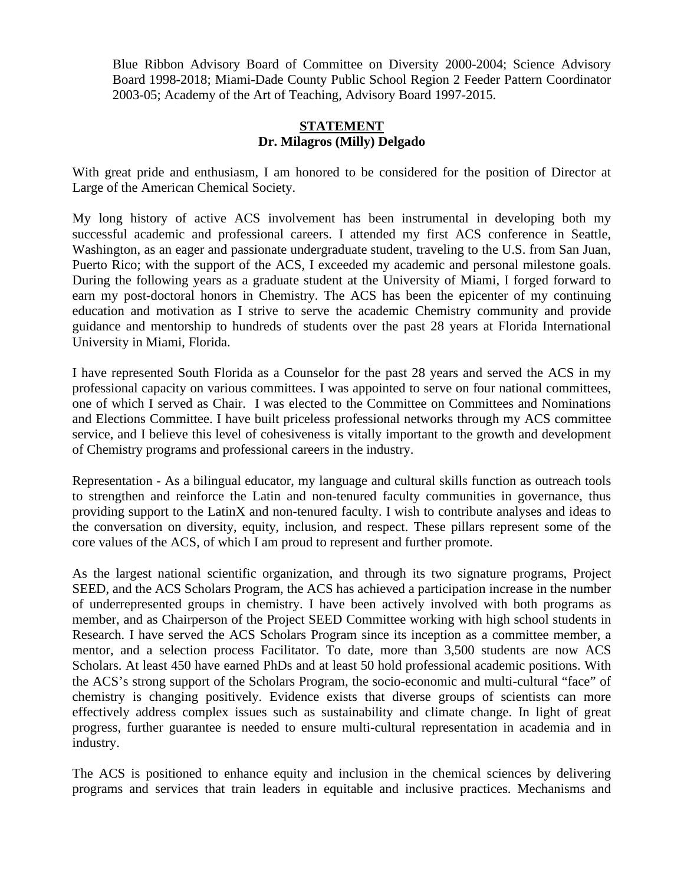Blue Ribbon Advisory Board of Committee on Diversity 2000-2004; Science Advisory Board 1998-2018; Miami-Dade County Public School Region 2 Feeder Pattern Coordinator 2003-05; Academy of the Art of Teaching, Advisory Board 1997-2015.

## STATEMENT
**Dr. Milagros (Milly) Delgado**

With great pride and enthusiasm, I am honored to be considered for the position of Director at Large of the American Chemical Society.

My long history of active ACS involvement has been instrumental in developing both my successful academic and professional careers. I attended my first ACS conference in Seattle, Washington, as an eager and passionate undergraduate student, traveling to the U.S. from San Juan, Puerto Rico; with the support of the ACS, I exceeded my academic and personal milestone goals. During the following years as a graduate student at the University of Miami, I forged forward to earn my post-doctoral honors in Chemistry. The ACS has been the epicenter of my continuing education and motivation as I strive to serve the academic Chemistry community and provide guidance and mentorship to hundreds of students over the past 28 years at Florida International University in Miami, Florida.

I have represented South Florida as a Counselor for the past 28 years and served the ACS in my professional capacity on various committees. I was appointed to serve on four national committees, one of which I served as Chair. I was elected to the Committee on Committees and Nominations and Elections Committee. I have built priceless professional networks through my ACS committee service, and I believe this level of cohesiveness is vitally important to the growth and development of Chemistry programs and professional careers in the industry.

Representation - As a bilingual educator, my language and cultural skills function as outreach tools to strengthen and reinforce the Latin and non-tenured faculty communities in governance, thus providing support to the LatinX and non-tenured faculty. I wish to contribute analyses and ideas to the conversation on diversity, equity, inclusion, and respect. These pillars represent some of the core values of the ACS, of which I am proud to represent and further promote.

As the largest national scientific organization, and through its two signature programs, Project SEED, and the ACS Scholars Program, the ACS has achieved a participation increase in the number of underrepresented groups in chemistry. I have been actively involved with both programs as member, and as Chairperson of the Project SEED Committee working with high school students in Research. I have served the ACS Scholars Program since its inception as a committee member, a mentor, and a selection process Facilitator. To date, more than 3,500 students are now ACS Scholars. At least 450 have earned PhDs and at least 50 hold professional academic positions. With the ACS's strong support of the Scholars Program, the socio-economic and multi-cultural "face" of chemistry is changing positively. Evidence exists that diverse groups of scientists can more effectively address complex issues such as sustainability and climate change. In light of great progress, further guarantee is needed to ensure multi-cultural representation in academia and in industry.

The ACS is positioned to enhance equity and inclusion in the chemical sciences by delivering programs and services that train leaders in equitable and inclusive practices. Mechanisms and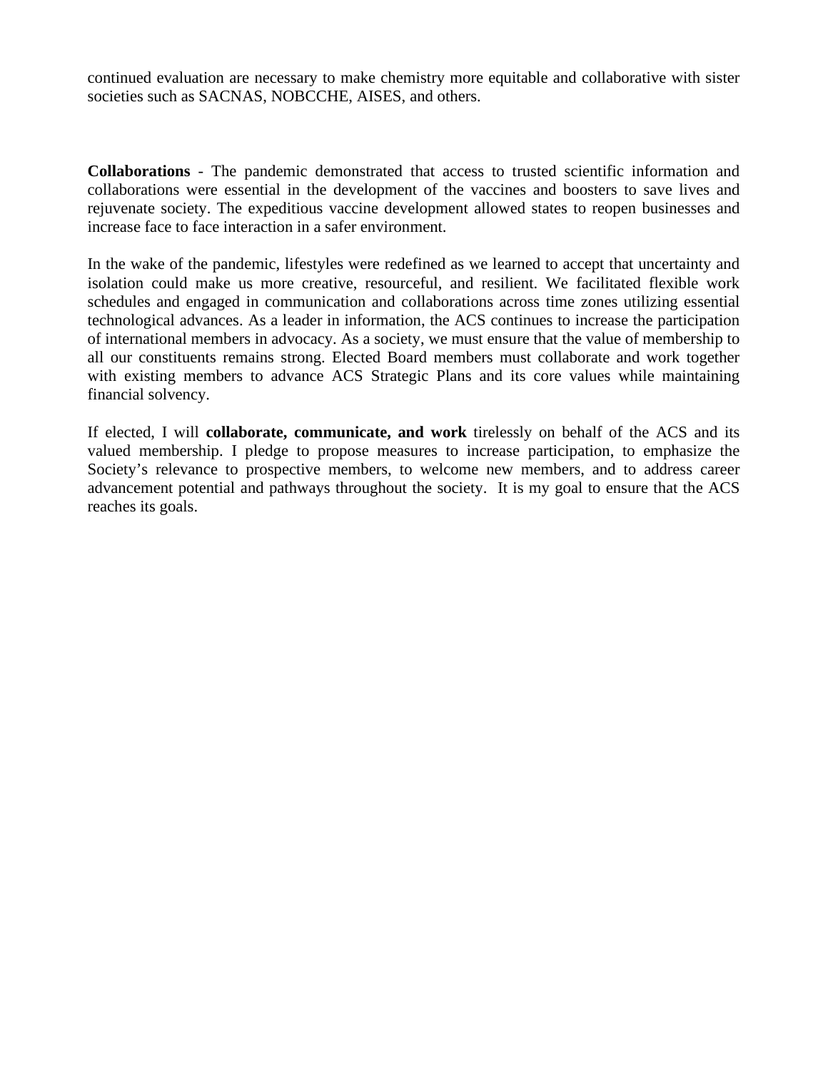continued evaluation are necessary to make chemistry more equitable and collaborative with sister societies such as SACNAS, NOBCCHE, AISES, and others.

**Collaborations** - The pandemic demonstrated that access to trusted scientific information and collaborations were essential in the development of the vaccines and boosters to save lives and rejuvenate society. The expeditious vaccine development allowed states to reopen businesses and increase face to face interaction in a safer environment.

In the wake of the pandemic, lifestyles were redefined as we learned to accept that uncertainty and isolation could make us more creative, resourceful, and resilient. We facilitated flexible work schedules and engaged in communication and collaborations across time zones utilizing essential technological advances. As a leader in information, the ACS continues to increase the participation of international members in advocacy. As a society, we must ensure that the value of membership to all our constituents remains strong. Elected Board members must collaborate and work together with existing members to advance ACS Strategic Plans and its core values while maintaining financial solvency.

If elected, I will **collaborate, communicate, and work** tirelessly on behalf of the ACS and its valued membership. I pledge to propose measures to increase participation, to emphasize the Society's relevance to prospective members, to welcome new members, and to address career advancement potential and pathways throughout the society. It is my goal to ensure that the ACS reaches its goals.